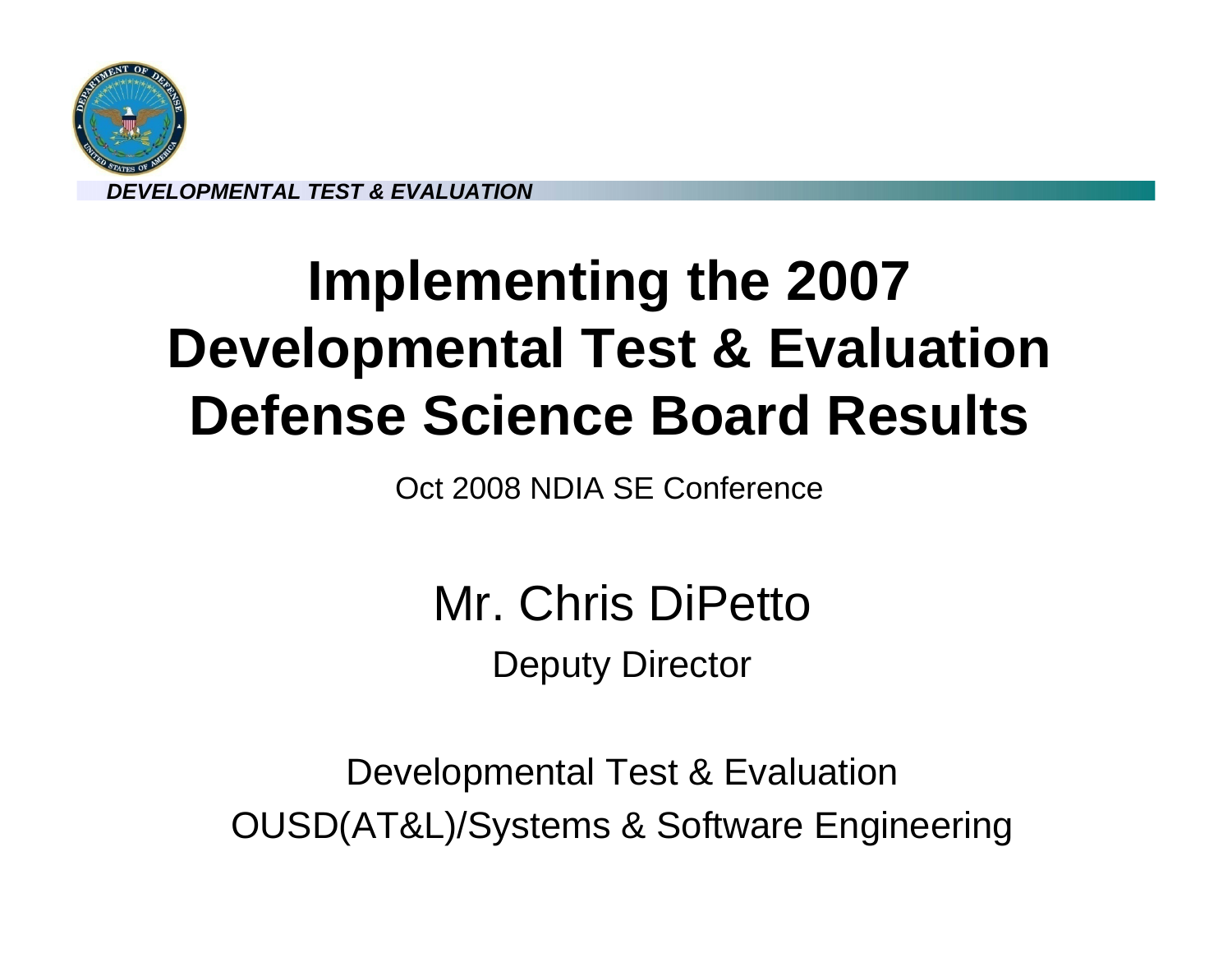*DEVELOPMENTAL TEST & EVALUATION*

# Implementing the 2007 Developmental Test & Evaluation Defense Science Board Results

Oct 2008 NDIA SE Conference

Mr. Chris DiPetto

Deputy Director

Developmental Test & Evaluation

OUSD(AT&L)/Systems & Software Engineering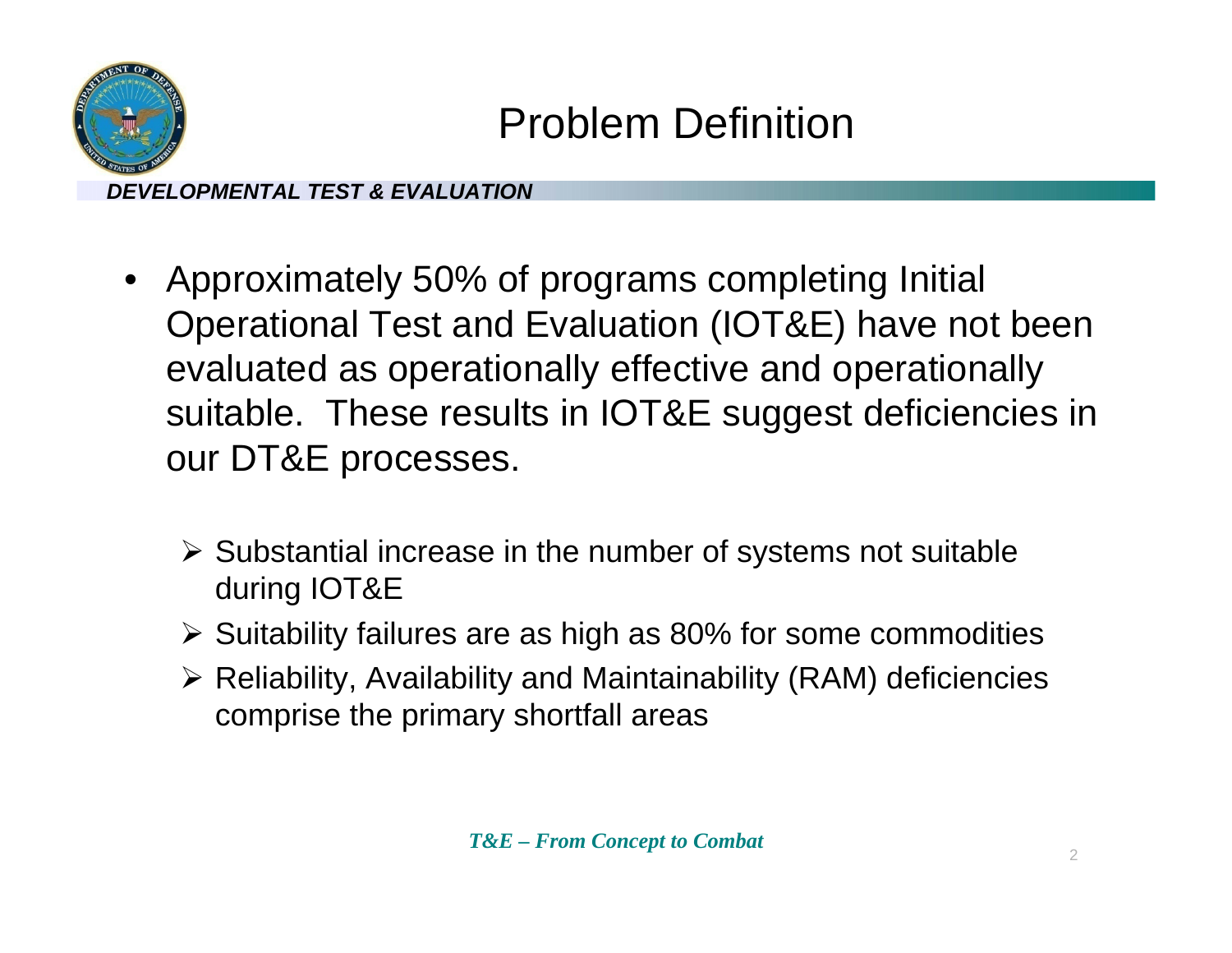# Problem Definition

- Approximately 50% of programs completing Initial Operational Test and Evaluation (IOT&E) have not been evaluated as operationally effective and operationally suitable. These results in IOT&E suggest deficiencies in our DT&E processes.
  - Substantial increase in the number of systems not suitable during IOT&E
  - Suitability failures are as high as 80% for some commodities
  - Reliability, Availability and Maintainability (RAM) deficiencies comprise the primary shortfall areas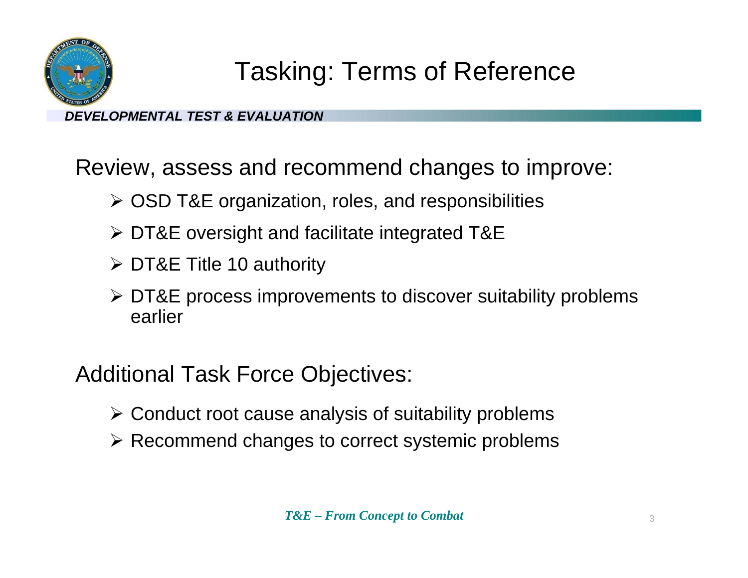# Tasking: Terms of Reference

*DEVELOPMENTAL TEST & EVALUATION*

Review, assess and recommend changes to improve:

- OSD T&E organization, roles, and responsibilities
- DT&E oversight and facilitate integrated T&E
- DT&E Title 10 authority
- DT&E process improvements to discover suitability problems earlier

Additional Task Force Objectives:

- Conduct root cause analysis of suitability problems
- Recommend changes to correct systemic problems

***T&E – From Concept to Combat***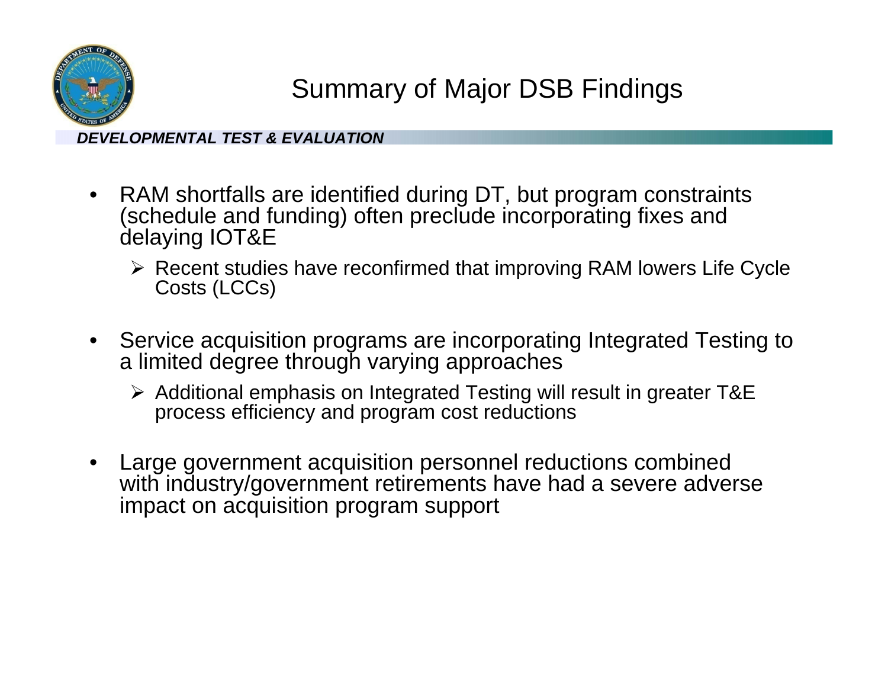# Summary of Major DSB Findings

***DEVELOPMENTAL TEST & EVALUATION***

- RAM shortfalls are identified during DT, but program constraints (schedule and funding) often preclude incorporating fixes and delaying IOT&E
  - Recent studies have reconfirmed that improving RAM lowers Life Cycle Costs (LCCs)
- Service acquisition programs are incorporating Integrated Testing to a limited degree through varying approaches
  - Additional emphasis on Integrated Testing will result in greater T&E process efficiency and program cost reductions
- Large government acquisition personnel reductions combined with industry/government retirements have had a severe adverse impact on acquisition program support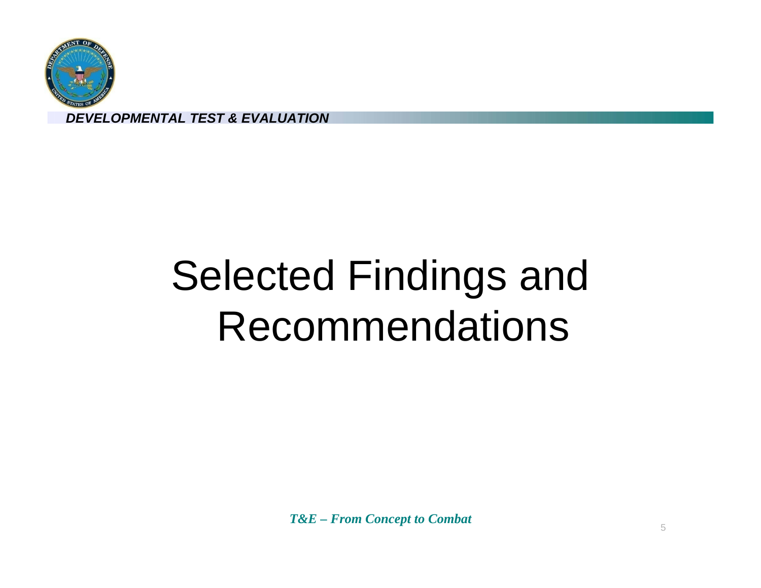# Selected Findings and Recommendations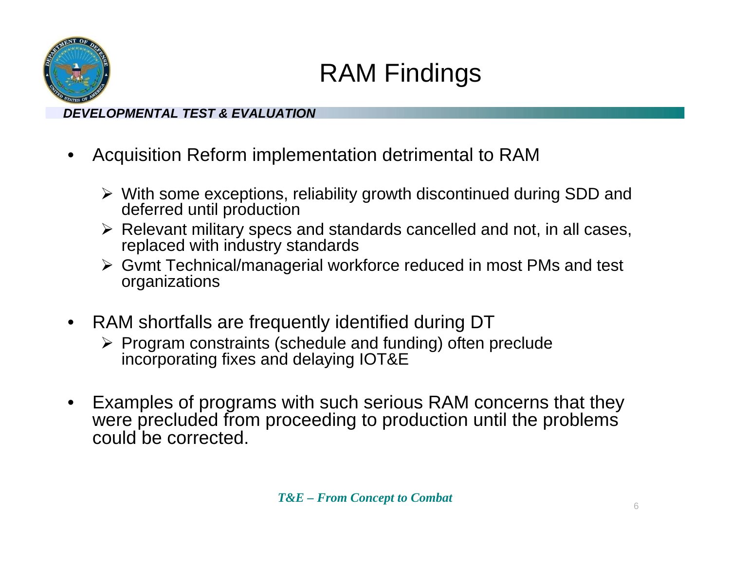# RAM Findings

*DEVELOPMENTAL TEST & EVALUATION*

- Acquisition Reform implementation detrimental to RAM
  - With some exceptions, reliability growth discontinued during SDD and deferred until production
  - Relevant military specs and standards cancelled and not, in all cases, replaced with industry standards
  - Gvmt Technical/managerial workforce reduced in most PMs and test organizations
- RAM shortfalls are frequently identified during DT
  - Program constraints (schedule and funding) often preclude incorporating fixes and delaying IOT&E
- Examples of programs with such serious RAM concerns that they were precluded from proceeding to production until the problems could be corrected.

***T&E – From Concept to Combat***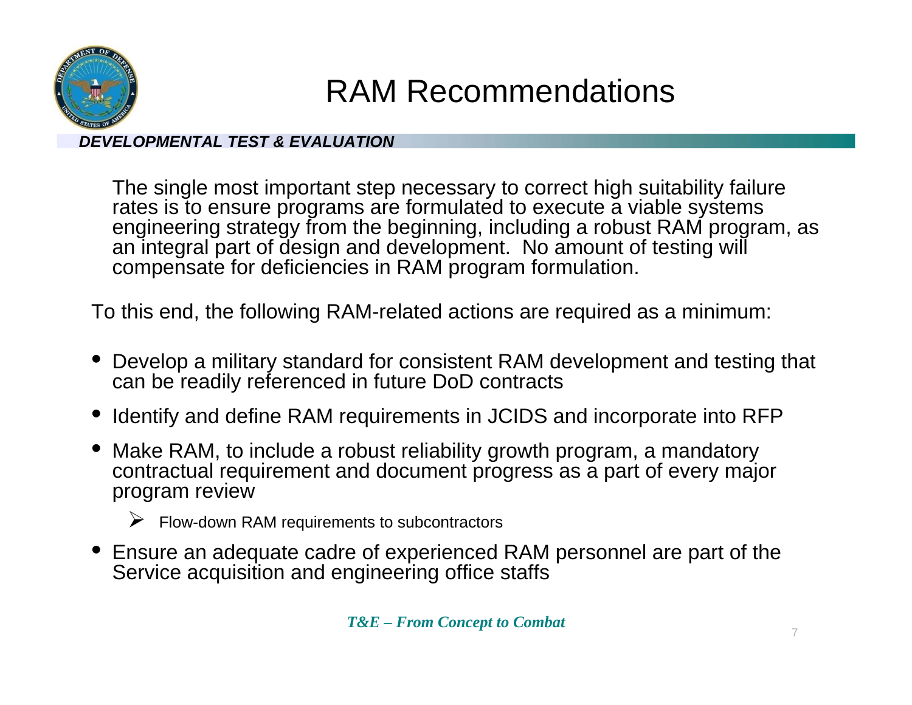# RAM Recommendations

*DEVELOPMENTAL TEST & EVALUATION*

The single most important step necessary to correct high suitability failure rates is to ensure programs are formulated to execute a viable systems engineering strategy from the beginning, including a robust RAM program, as an integral part of design and development. No amount of testing will compensate for deficiencies in RAM program formulation.

To this end, the following RAM-related actions are required as a minimum:

- Develop a military standard for consistent RAM development and testing that can be readily referenced in future DoD contracts
- Identify and define RAM requirements in JCIDS and incorporate into RFP
- Make RAM, to include a robust reliability growth program, a mandatory contractual requirement and document progress as a part of every major program review
  - Flow-down RAM requirements to subcontractors
- Ensure an adequate cadre of experienced RAM personnel are part of the Service acquisition and engineering office staffs

***T&E – From Concept to Combat***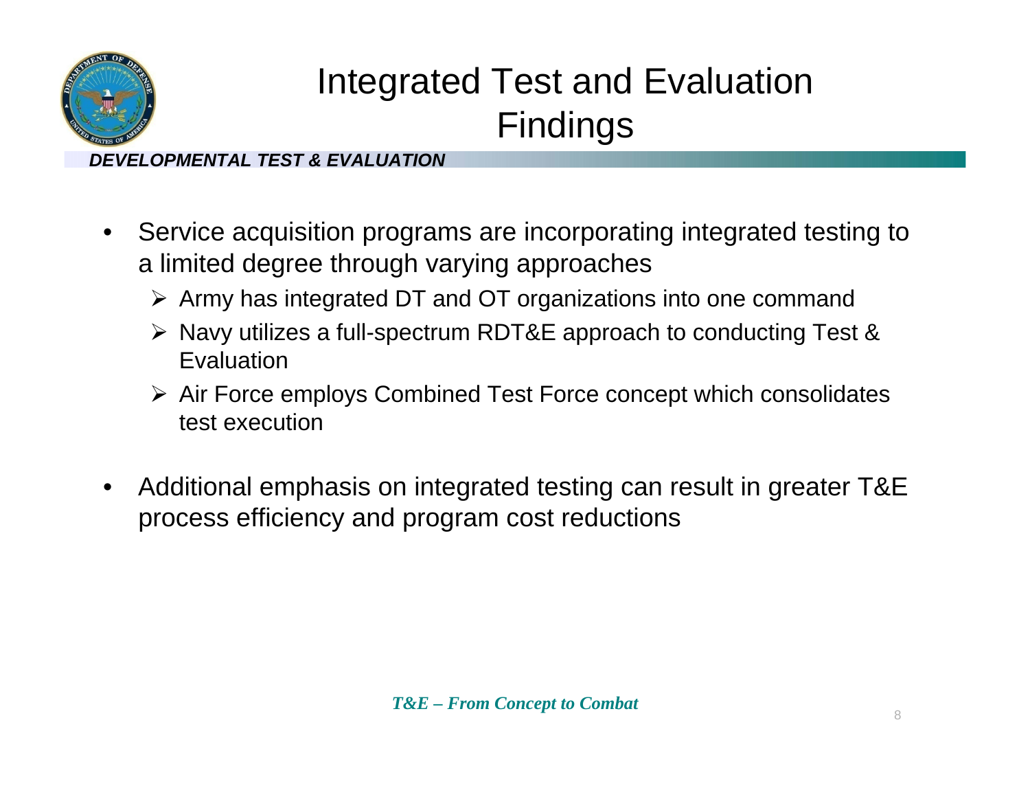# Integrated Test and Evaluation Findings

*DEVELOPMENTAL TEST & EVALUATION*

- Service acquisition programs are incorporating integrated testing to a limited degree through varying approaches
  - Army has integrated DT and OT organizations into one command
  - Navy utilizes a full-spectrum RDT&E approach to conducting Test & Evaluation
  - Air Force employs Combined Test Force concept which consolidates test execution
- Additional emphasis on integrated testing can result in greater T&E process efficiency and program cost reductions

***T&E – From Concept to Combat***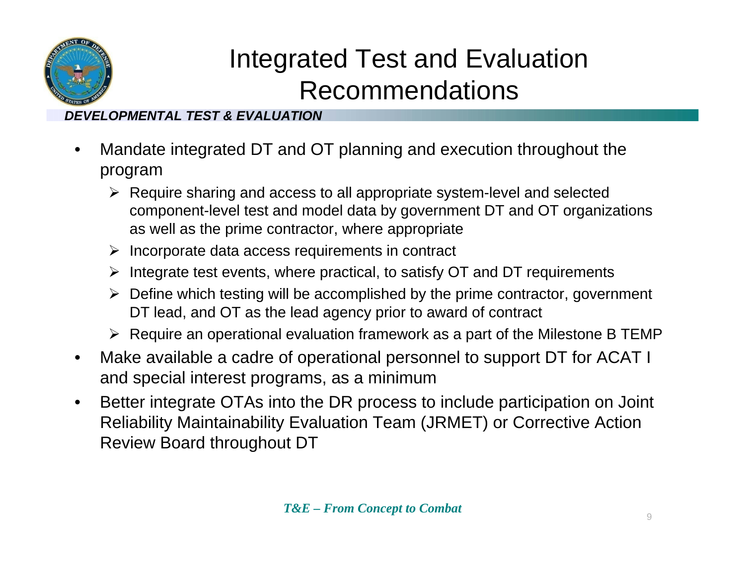# Integrated Test and Evaluation Recommendations

*DEVELOPMENTAL TEST & EVALUATION*

- Mandate integrated DT and OT planning and execution throughout the program
  - Require sharing and access to all appropriate system-level and selected component-level test and model data by government DT and OT organizations as well as the prime contractor, where appropriate
  - Incorporate data access requirements in contract
  - Integrate test events, where practical, to satisfy OT and DT requirements
  - Define which testing will be accomplished by the prime contractor, government DT lead, and OT as the lead agency prior to award of contract
  - Require an operational evaluation framework as a part of the Milestone B TEMP
- Make available a cadre of operational personnel to support DT for ACAT I and special interest programs, as a minimum
- Better integrate OTAs into the DR process to include participation on Joint Reliability Maintainability Evaluation Team (JRMET) or Corrective Action Review Board throughout DT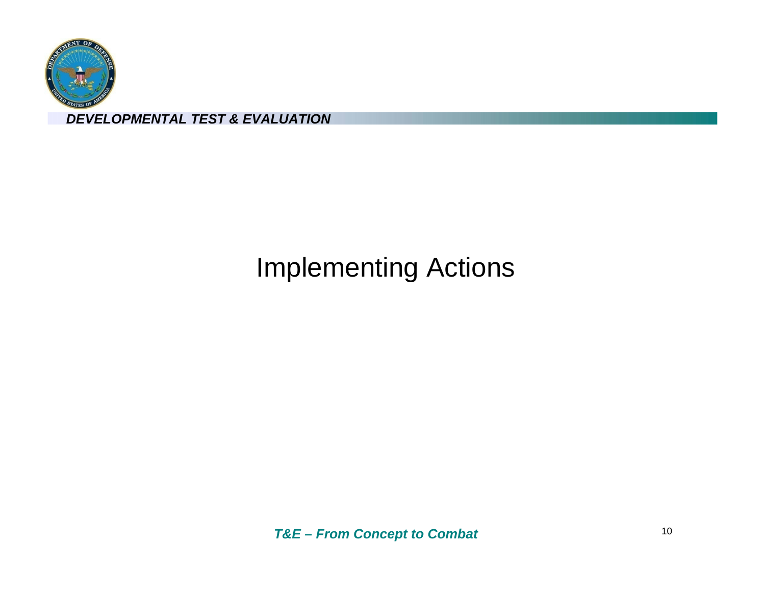# Implementing Actions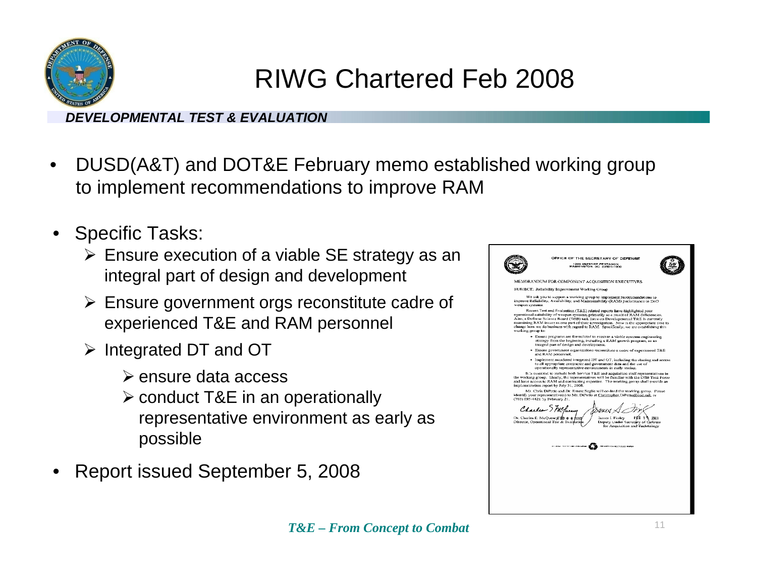# RIWG Chartered Feb 2008

*DEVELOPMENTAL TEST & EVALUATION*

- DUSD(A&T) and DOT&E February memo established working group to implement recommendations to improve RAM
- Specific Tasks:
  - Ensure execution of a viable SE strategy as an integral part of design and development
  - Ensure government orgs reconstitute cadre of experienced T&E and RAM personnel
  - Integrated DT and OT
    - ensure data access
    - conduct T&E in an operationally representative environment as early as possible
- Report issued September 5, 2008

OFFICE OF THE SECRETARY OF DEFENSE
1000 DEFENSE PENTAGON
WASHINGTON, DC 20301-1000

MEMORANDUM FOR COMPONENT ACQUISITION EXECUTIVES

SUBJECT: Reliability Improvement Working Group

We ask you to support a working group to implement recommendations to improve Reliability, Availability, and Maintainability (RAM) performance in DoD weapon systems.

Recent Test and Evaluation (T&E) related reports have highlighted poor operational suitability of weapon systems, primarily as a result of RAM deficiencies. Also, a Defense Science Board (DSB) task force on Developmental T&E is currently examining RAM issues as one part of their investigation. Now is the appropriate time to change how we do business with regard to RAM. Specifically, we are establishing this working group to:

- Ensure programs are formulated to execute a viable systems engineering strategy from the beginning, including a RAM growth program, as an integral part of design and development.
- Ensure government organizations reconstitute a cadre of experienced T&E and RAM personnel.
- Implement mandated integrated DT and OT, including the sharing and access to all appropriate contractor and government data and the use of operationally representative environments in early testing.

It is essential to include both Service T&E and acquisition staff representatives in the working group. Ideally, the representatives will be familiar with the DSB Task Force and have access to RAM and contracting expertise. The working group shall provide an implementation report by July 31, 2008.

Mr. Chris DiPetto and Dr. Ernest Seglie will co-lead the working group. Please identify your representative(s) to Mr. DiPetto at Christopher.DiPetto@osd.mil, or (703) 695-4421 by February 21.

Charles E. McQueary FEB 6 2008
Dr. Charles E. McQueary
Director, Operational Test & Evaluation

James I. Finley FEB 15 2008
James I. Finley
Deputy Under Secretary of Defense for Acquisition and Technology

*T&E – From Concept to Combat*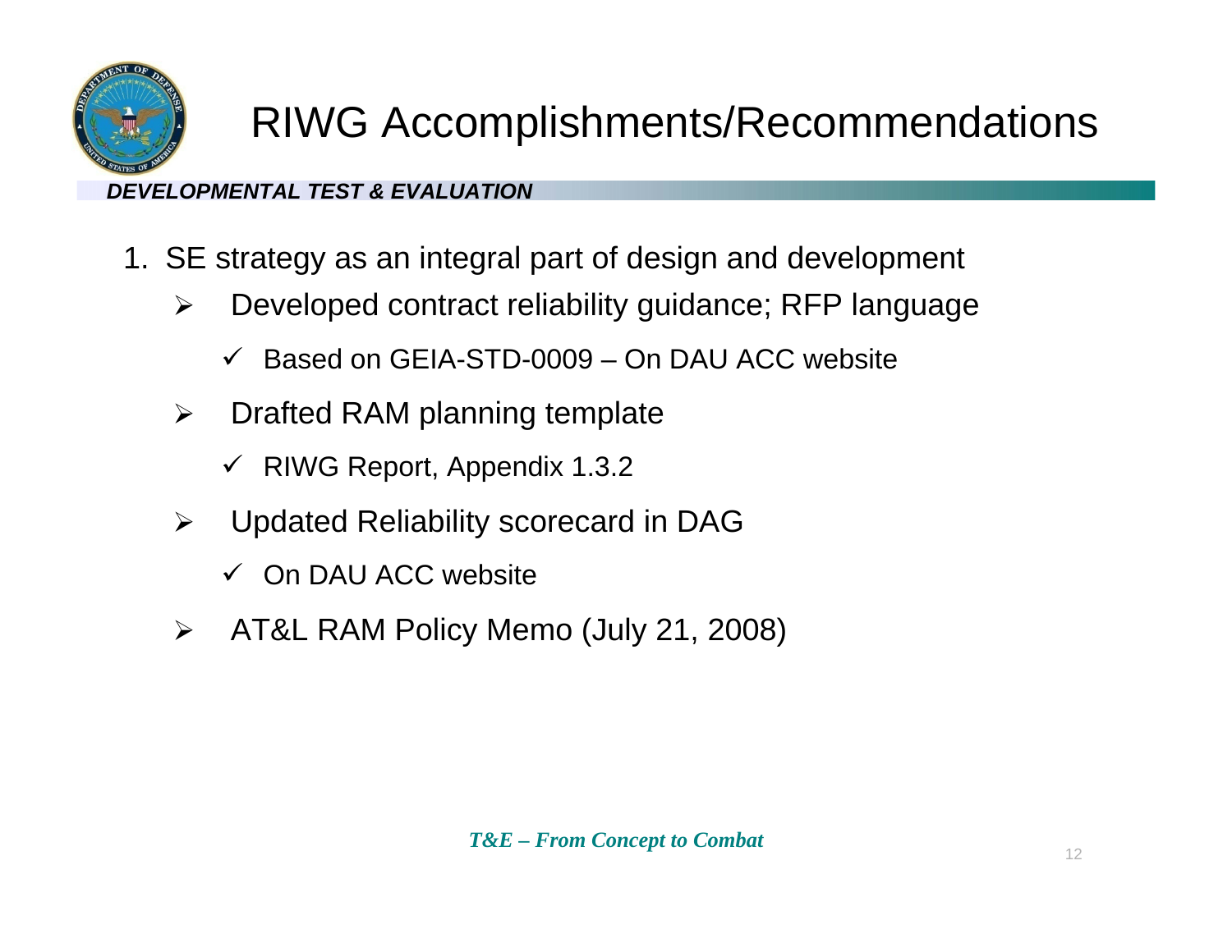# RIWG Accomplishments/Recommendations

***DEVELOPMENTAL TEST & EVALUATION***

1. SE strategy as an integral part of design and development
   - Developed contract reliability guidance; RFP language
     - ✓ Based on GEIA-STD-0009 – On DAU ACC website
   - Drafted RAM planning template
     - ✓ RIWG Report, Appendix 1.3.2
   - Updated Reliability scorecard in DAG
     - ✓ On DAU ACC website
   - AT&L RAM Policy Memo (July 21, 2008)

***T&E – From Concept to Combat***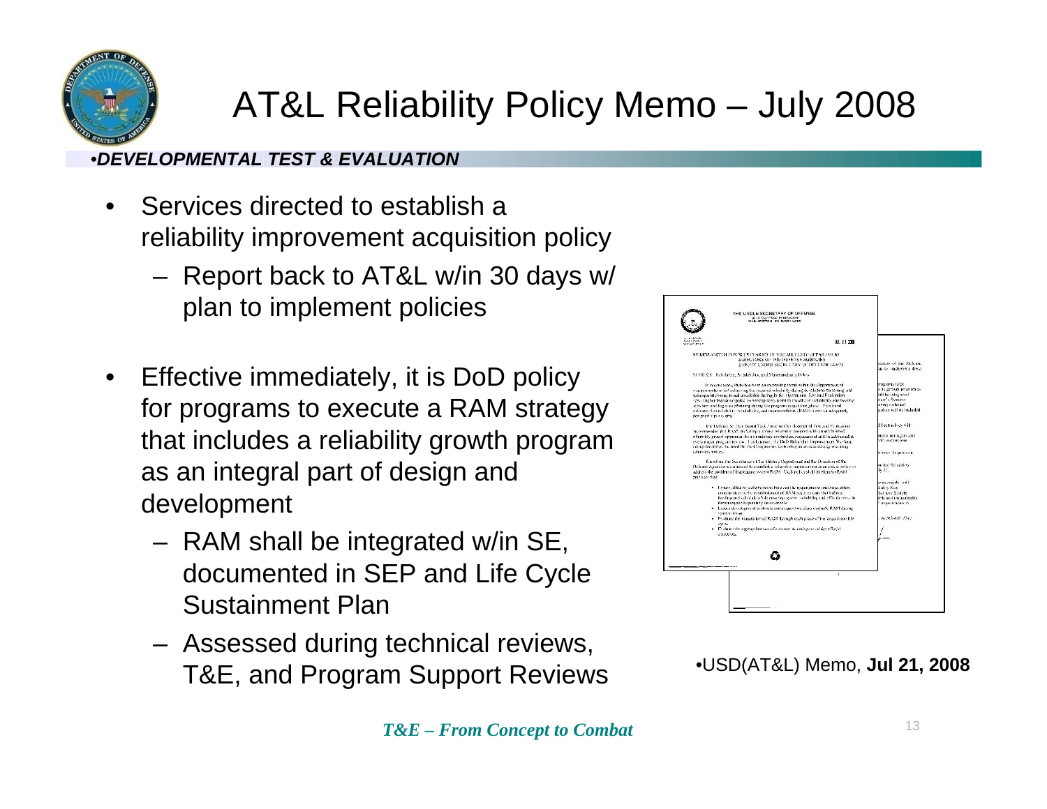# AT&L Reliability Policy Memo – July 2008

*DEVELOPMENTAL TEST & EVALUATION*

- Services directed to establish a reliability improvement acquisition policy
  - Report back to AT&L w/in 30 days w/ plan to implement policies
- Effective immediately, it is DoD policy for programs to execute a RAM strategy that includes a reliability growth program as an integral part of design and development
  - RAM shall be integrated w/in SE, documented in SEP and Life Cycle Sustainment Plan
  - Assessed during technical reviews, T&E, and Program Support Reviews

USD(AT&L) Memo, **Jul 21, 2008**

*T&E – From Concept to Combat*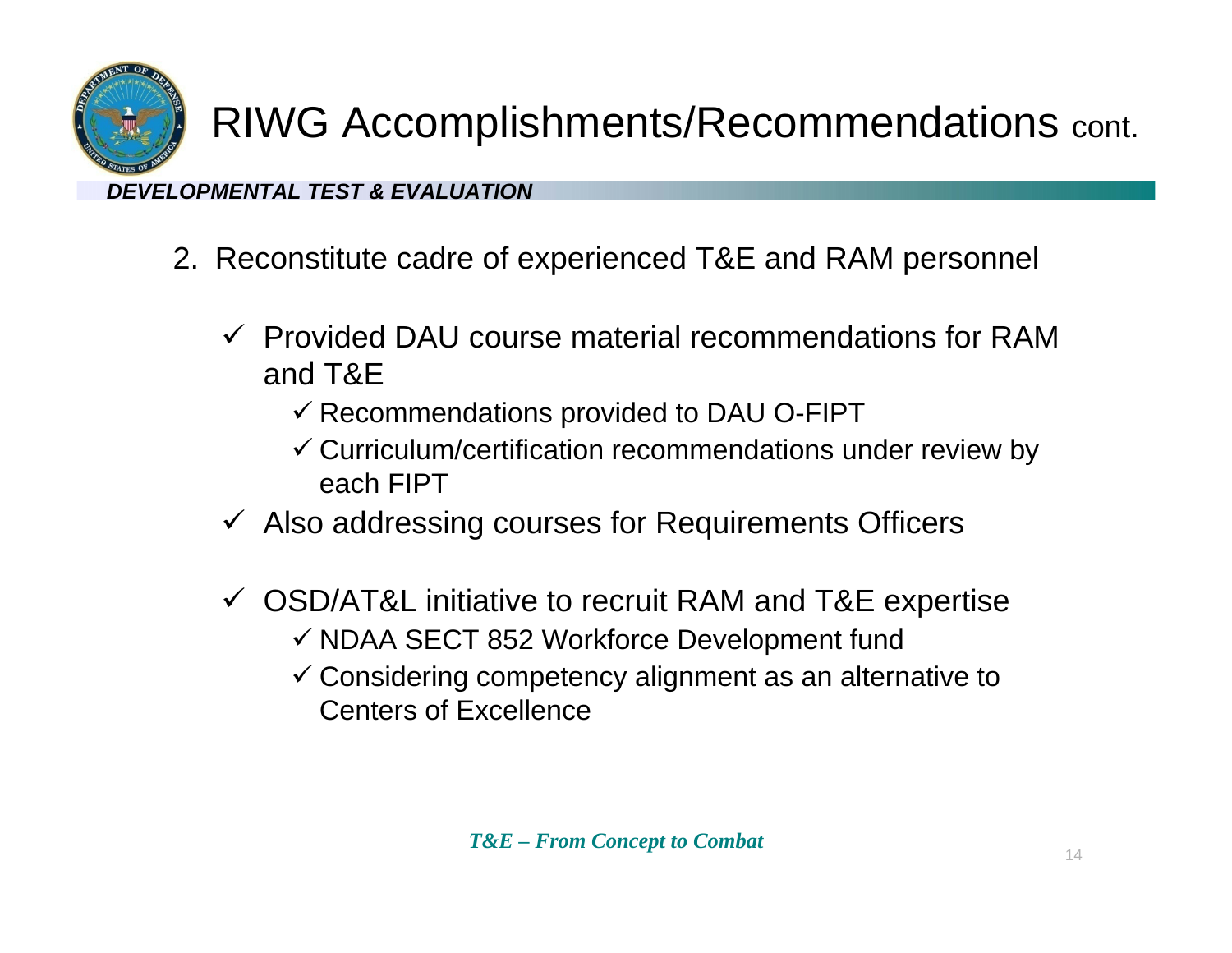# RIWG Accomplishments/Recommendations cont.

*DEVELOPMENTAL TEST & EVALUATION*

2. Reconstitute cadre of experienced T&E and RAM personnel

   - ✓ Provided DAU course material recommendations for RAM and T&E
     - ✓ Recommendations provided to DAU O-FIPT
     - ✓ Curriculum/certification recommendations under review by each FIPT
   - ✓ Also addressing courses for Requirements Officers
   - ✓ OSD/AT&L initiative to recruit RAM and T&E expertise
     - ✓ NDAA SECT 852 Workforce Development fund
     - ✓ Considering competency alignment as an alternative to Centers of Excellence

***T&E – From Concept to Combat***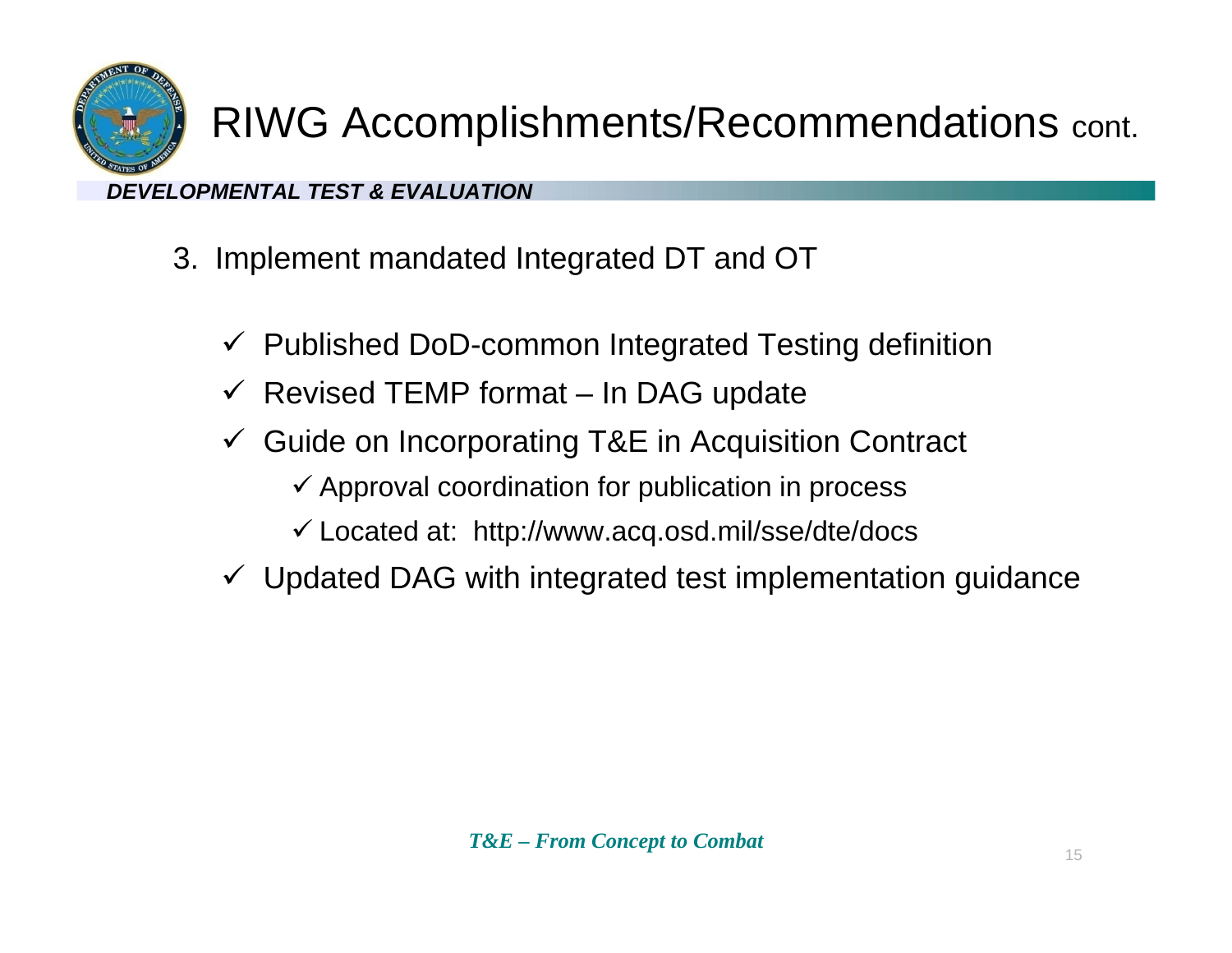# RIWG Accomplishments/Recommendations cont.

***DEVELOPMENTAL TEST & EVALUATION***

3. Implement mandated Integrated DT and OT

   - ✓ Published DoD-common Integrated Testing definition
   - ✓ Revised TEMP format – In DAG update
   - ✓ Guide on Incorporating T&E in Acquisition Contract
     - ✓ Approval coordination for publication in process
     - ✓ Located at: http://www.acq.osd.mil/sse/dte/docs
   - ✓ Updated DAG with integrated test implementation guidance

***T&E – From Concept to Combat***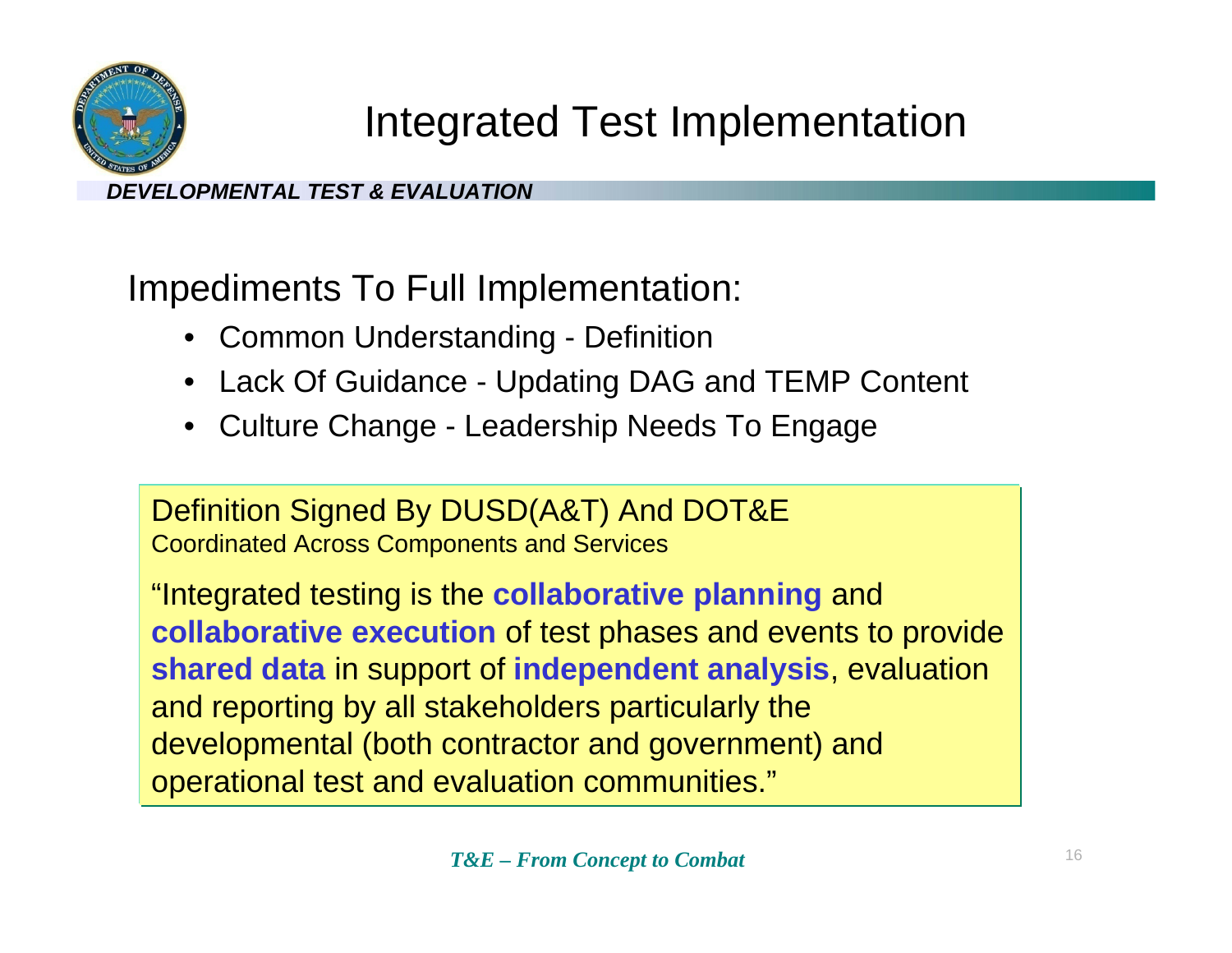# Integrated Test Implementation

*DEVELOPMENTAL TEST & EVALUATION*

## Impediments To Full Implementation:

- Common Understanding - Definition
- Lack Of Guidance - Updating DAG and TEMP Content
- Culture Change - Leadership Needs To Engage

Definition Signed By DUSD(A&T) And DOT&E
Coordinated Across Components and Services

"Integrated testing is the **collaborative planning** and **collaborative execution** of test phases and events to provide **shared data** in support of **independent analysis**, evaluation and reporting by all stakeholders particularly the developmental (both contractor and government) and operational test and evaluation communities."

***T&E – From Concept to Combat***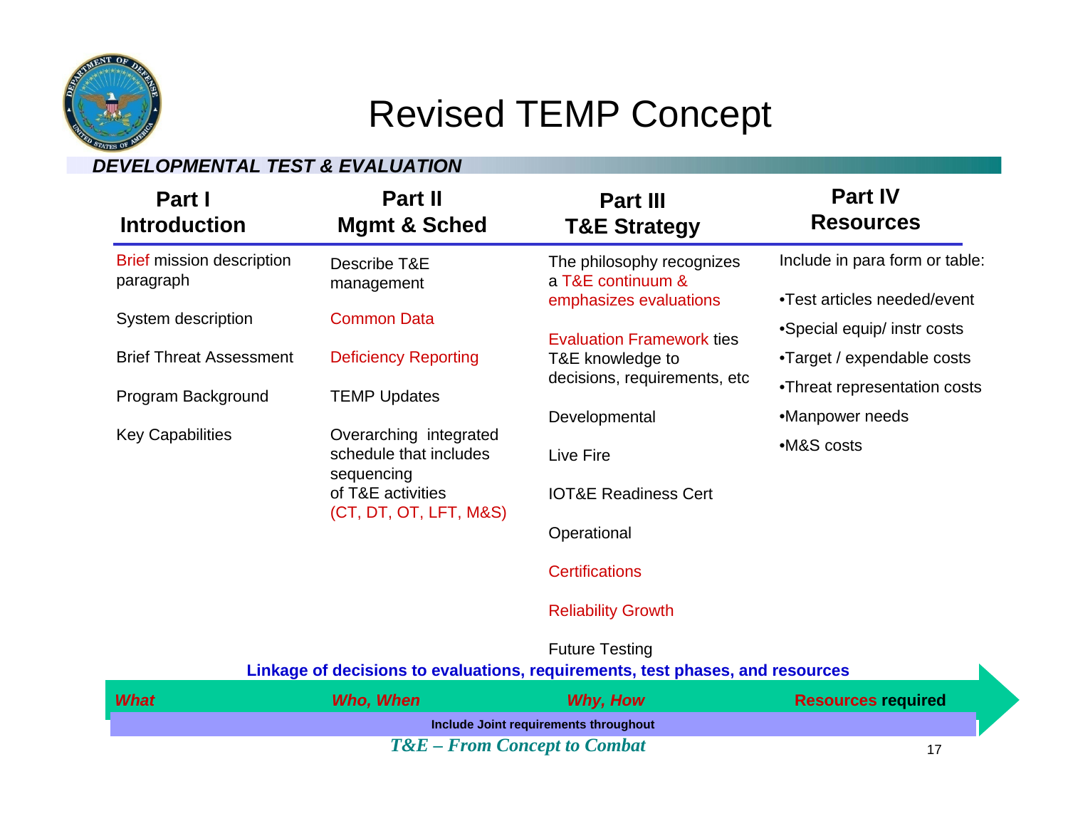# Revised TEMP Concept

***DEVELOPMENTAL TEST & EVALUATION***

| **Part I Introduction** | **Part II Mgmt & Sched** | **Part III T&E Strategy** | **Part IV Resources** |
|---|---|---|---|
| Brief mission description paragraph | Describe T&E management | The philosophy recognizes a T&E continuum & emphasizes evaluations | Include in para form or table: |
| System description | Common Data | Evaluation Framework ties T&E knowledge to decisions, requirements, etc | •Test articles needed/event |
| Brief Threat Assessment | Deficiency Reporting | Developmental | •Special equip/ instr costs |
| Program Background | TEMP Updates | Live Fire | •Target / expendable costs |
| Key Capabilities | Overarching integrated schedule that includes sequencing of T&E activities (CT, DT, OT, LFT, M&S) | IOT&E Readiness Cert | •Threat representation costs |
| | | Operational | •Manpower needs |
| | | Certifications | •M&S costs |
| | | Reliability Growth | |
| | | Future Testing | |

**Linkage of decisions to evaluations, requirements, test phases, and resources**

| ***What*** | ***Who, When*** | ***Why, How*** | **Resources required** |
|---|---|---|---|

**Include Joint requirements throughout**

***T&E – From Concept to Combat***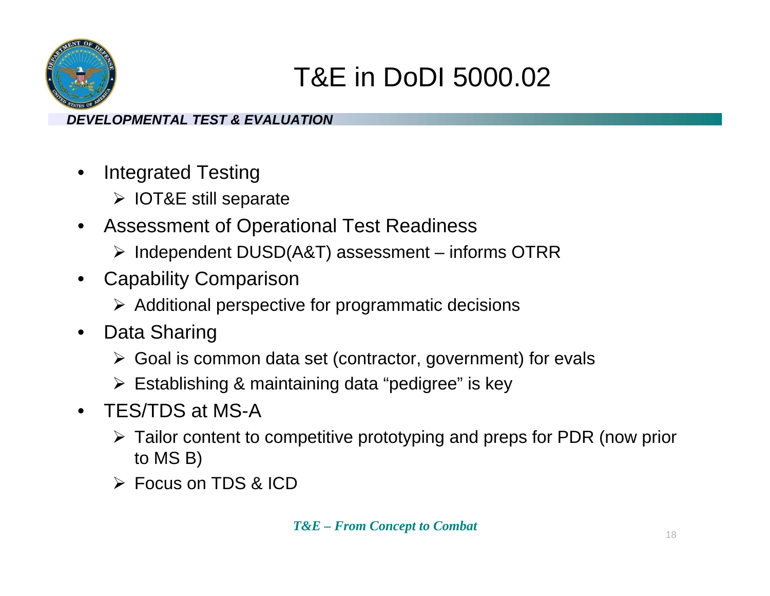# T&E in DoDI 5000.02

***DEVELOPMENTAL TEST & EVALUATION***

- Integrated Testing
  - IOT&E still separate
- Assessment of Operational Test Readiness
  - Independent DUSD(A&T) assessment – informs OTRR
- Capability Comparison
  - Additional perspective for programmatic decisions
- Data Sharing
  - Goal is common data set (contractor, government) for evals
  - Establishing & maintaining data "pedigree" is key
- TES/TDS at MS-A
  - Tailor content to competitive prototyping and preps for PDR (now prior to MS B)
  - Focus on TDS & ICD

***T&E – From Concept to Combat***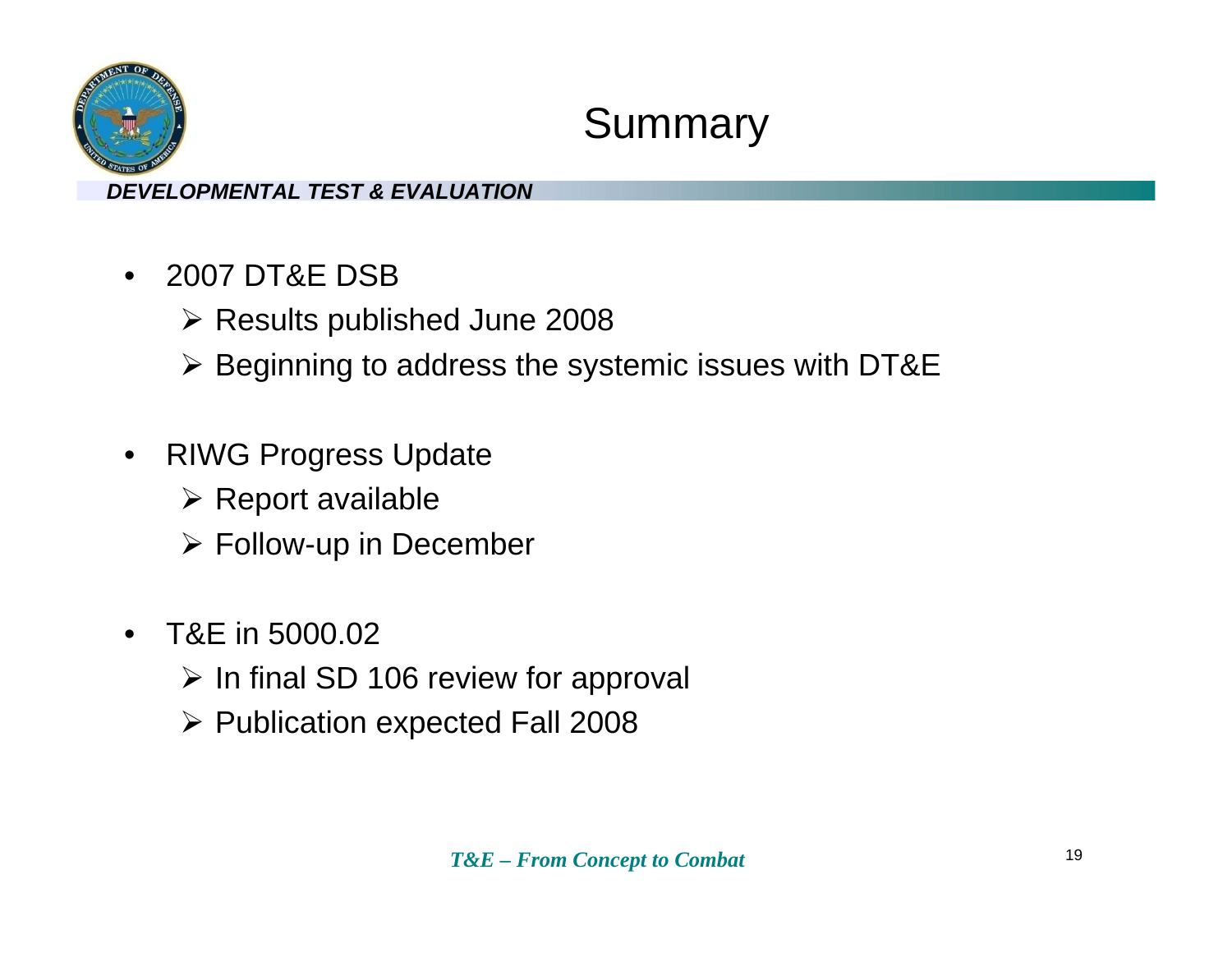# Summary

*DEVELOPMENTAL TEST & EVALUATION*

- 2007 DT&E DSB
  - Results published June 2008
  - Beginning to address the systemic issues with DT&E
- RIWG Progress Update
  - Report available
  - Follow-up in December
- T&E in 5000.02
  - In final SD 106 review for approval
  - Publication expected Fall 2008

***T&E – From Concept to Combat***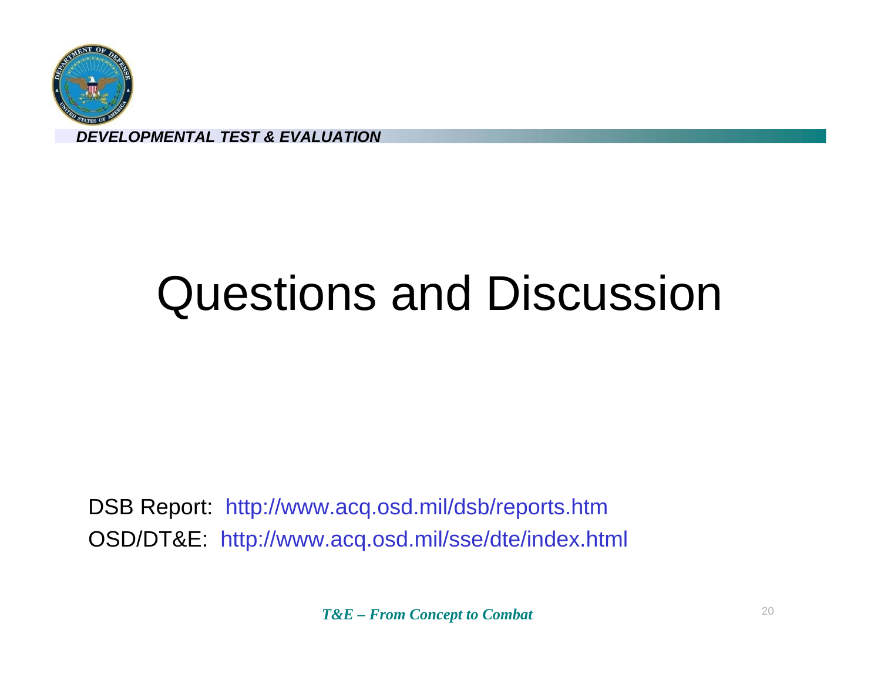# Questions and Discussion

DSB Report: http://www.acq.osd.mil/dsb/reports.htm

OSD/DT&E: http://www.acq.osd.mil/sse/dte/index.html